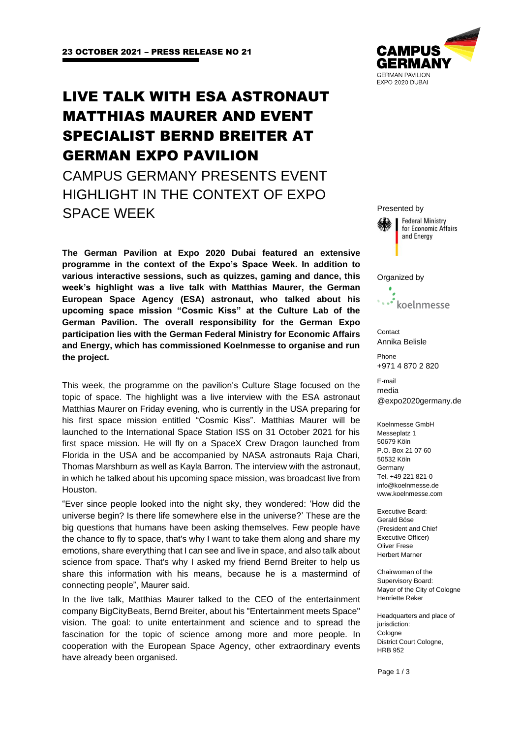23 OCTOBER 2021 – PRESS RELEASE NO 21

# LIVE TALK WITH ESA ASTRONAUT MATTHIAS MAURER AND EVENT SPECIALIST BERND BREITER AT GERMAN EXPO PAVILION

## CAMPUS GERMANY PRESENTS EVENT HIGHLIGHT IN THE CONTEXT OF EXPO SPACE WEEK

**The German Pavilion at Expo 2020 Dubai featured an extensive programme in the context of the Expo's Space Week. In addition to various interactive sessions, such as quizzes, gaming and dance, this week's highlight was a live talk with Matthias Maurer, the German European Space Agency (ESA) astronaut, who talked about his upcoming space mission "Cosmic Kiss" at the Culture Lab of the German Pavilion. The overall responsibility for the German Expo participation lies with the German Federal Ministry for Economic Affairs and Energy, which has commissioned Koelnmesse to organise and run the project.**

This week, the programme on the pavilion's Culture Stage focused on the topic of space. The highlight was a live interview with the ESA astronaut Matthias Maurer on Friday evening, who is currently in the USA preparing for his first space mission entitled "Cosmic Kiss". Matthias Maurer will be launched to the International Space Station ISS on 31 October 2021 for his first space mission. He will fly on a SpaceX Crew Dragon launched from Florida in the USA and be accompanied by NASA astronauts Raja Chari, Thomas Marshburn as well as Kayla Barron. The interview with the astronaut, in which he talked about his upcoming space mission, was broadcast live from Houston.

"Ever since people looked into the night sky, they wondered: 'How did the universe begin? Is there life somewhere else in the universe?' These are the big questions that humans have been asking themselves. Few people have the chance to fly to space, that's why I want to take them along and share my emotions, share everything that I can see and live in space, and also talk about science from space. That's why I asked my friend Bernd Breiter to help us share this information with his means, because he is a mastermind of connecting people", Maurer said.

In the live talk, Matthias Maurer talked to the CEO of the entertainment company BigCityBeats, Bernd Breiter, about his "Entertainment meets Space" vision. The goal: to unite entertainment and science and to spread the fascination for the topic of science among more and more people. In cooperation with the European Space Agency, other extraordinary events have already been organised.

CAMPUS GERMANY
GERMAN PAVILION
EXPO 2020 DUBAI

Presented by
Federal Ministry for Economic Affairs and Energy

Organized by
koelnmesse

Contact
Annika Belisle

Phone
+971 4 870 2 820

E-mail
media
@expo2020germany.de

Koelnmesse GmbH
Messeplatz 1
50679 Köln
P.O. Box 21 07 60
50532 Köln
Germany
Tel. +49 221 821-0
info@koelnmesse.de
www.koelnmesse.com

Executive Board:
Gerald Böse
(President and Chief Executive Officer)
Oliver Frese
Herbert Marner

Chairwoman of the Supervisory Board:
Mayor of the City of Cologne
Henriette Reker

Headquarters and place of jurisdiction:
Cologne
District Court Cologne,
HRB 952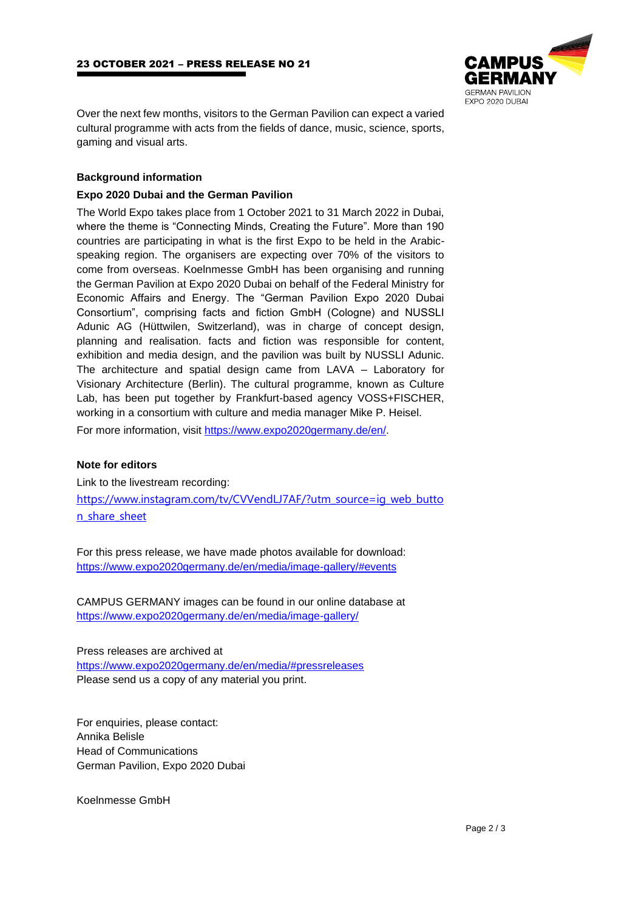Over the next few months, visitors to the German Pavilion can expect a varied cultural programme with acts from the fields of dance, music, science, sports, gaming and visual arts.

**Background information**

**Expo 2020 Dubai and the German Pavilion**

The World Expo takes place from 1 October 2021 to 31 March 2022 in Dubai, where the theme is "Connecting Minds, Creating the Future". More than 190 countries are participating in what is the first Expo to be held in the Arabic-speaking region. The organisers are expecting over 70% of the visitors to come from overseas. Koelnmesse GmbH has been organising and running the German Pavilion at Expo 2020 Dubai on behalf of the Federal Ministry for Economic Affairs and Energy. The "German Pavilion Expo 2020 Dubai Consortium", comprising facts and fiction GmbH (Cologne) and NUSSLI Adunic AG (Hüttwilen, Switzerland), was in charge of concept design, planning and realisation. facts and fiction was responsible for content, exhibition and media design, and the pavilion was built by NUSSLI Adunic. The architecture and spatial design came from LAVA – Laboratory for Visionary Architecture (Berlin). The cultural programme, known as Culture Lab, has been put together by Frankfurt-based agency VOSS+FISCHER, working in a consortium with culture and media manager Mike P. Heisel.

For more information, visit https://www.expo2020germany.de/en/.

**Note for editors**

Link to the livestream recording:
https://www.instagram.com/tv/CVVendLJ7AF/?utm_source=ig_web_button_share_sheet

For this press release, we have made photos available for download:
https://www.expo2020germany.de/en/media/image-gallery/#events

CAMPUS GERMANY images can be found in our online database at
https://www.expo2020germany.de/en/media/image-gallery/

Press releases are archived at
https://www.expo2020germany.de/en/media/#pressreleases
Please send us a copy of any material you print.

For enquiries, please contact:
Annika Belisle
Head of Communications
German Pavilion, Expo 2020 Dubai

Koelnmesse GmbH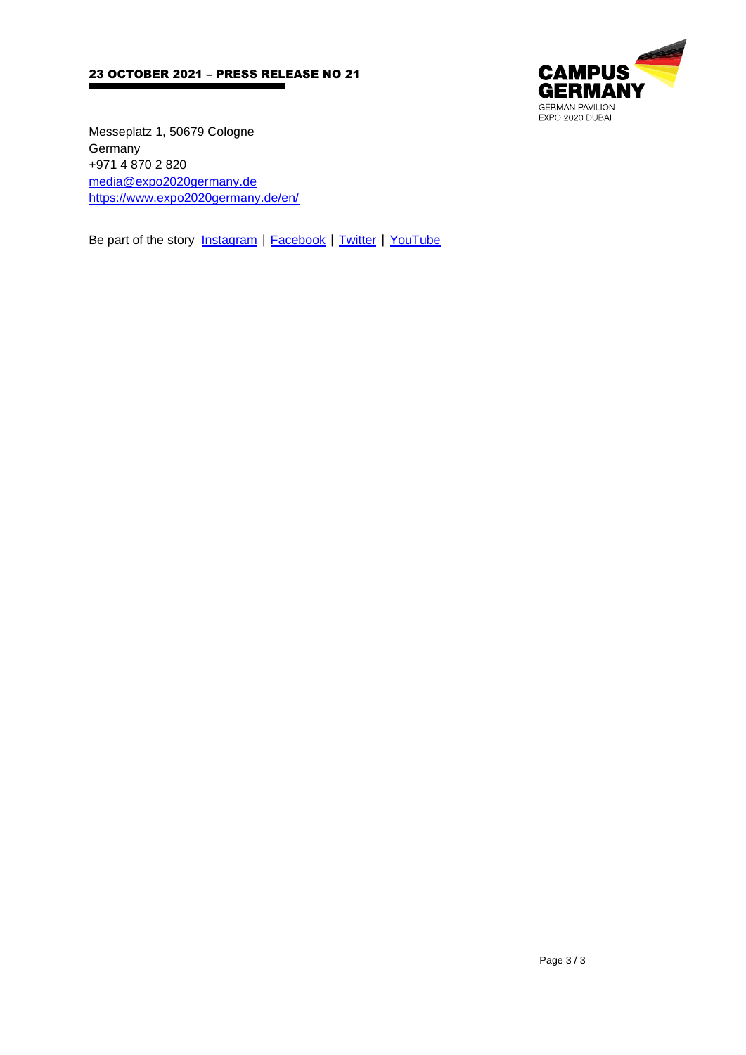Messeplatz 1, 50679 Cologne
Germany
+971 4 870 2 820
media@expo2020germany.de
https://www.expo2020germany.de/en/

Be part of the story Instagram | Facebook | Twitter | YouTube